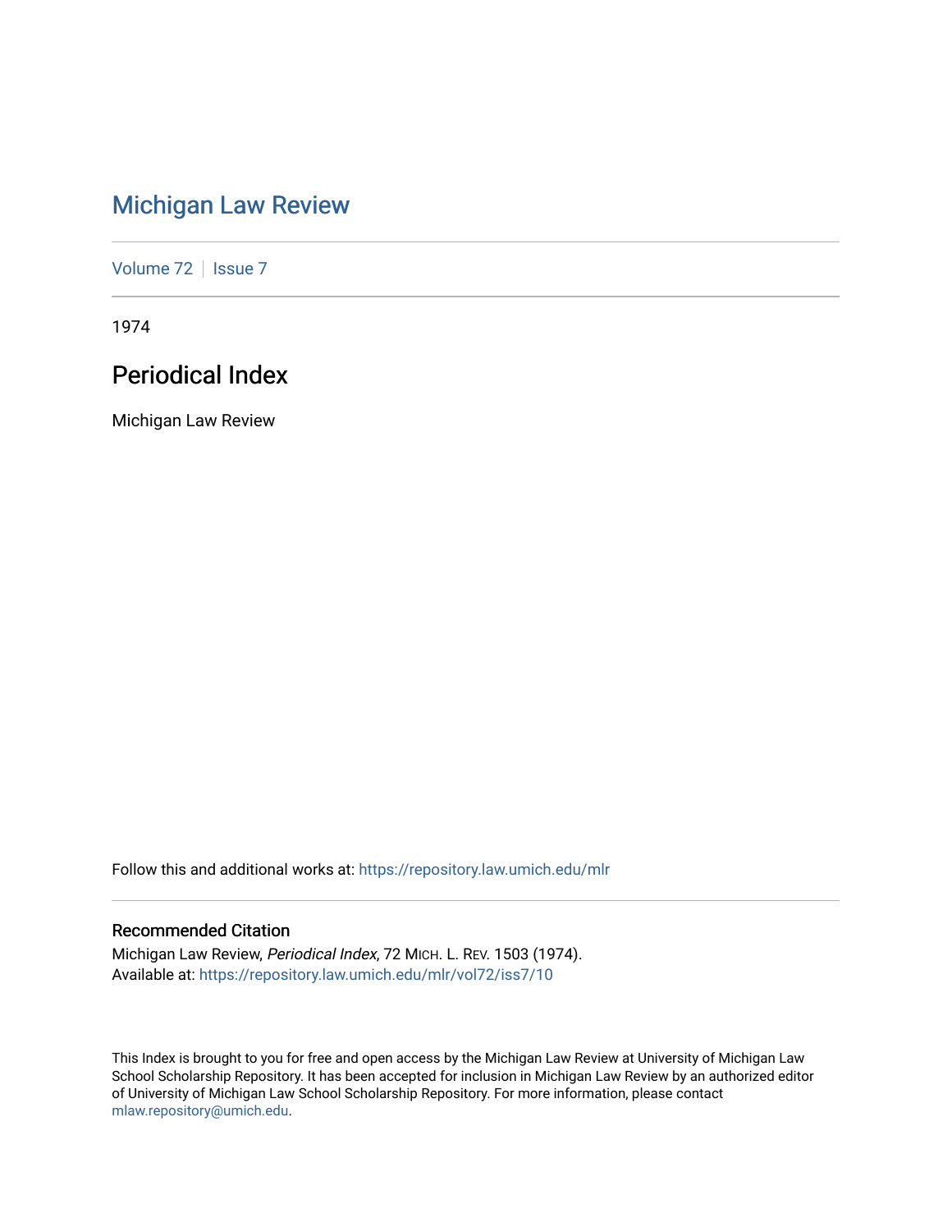# Michigan Law Review

Volume 72 | Issue 7

1974

## Periodical Index

Michigan Law Review

Follow this and additional works at: https://repository.law.umich.edu/mlr

### Recommended Citation

Michigan Law Review, *Periodical Index*, 72 MICH. L. REV. 1503 (1974).
Available at: https://repository.law.umich.edu/mlr/vol72/iss7/10

This Index is brought to you for free and open access by the Michigan Law Review at University of Michigan Law School Scholarship Repository. It has been accepted for inclusion in Michigan Law Review by an authorized editor of University of Michigan Law School Scholarship Repository. For more information, please contact mlaw.repository@umich.edu.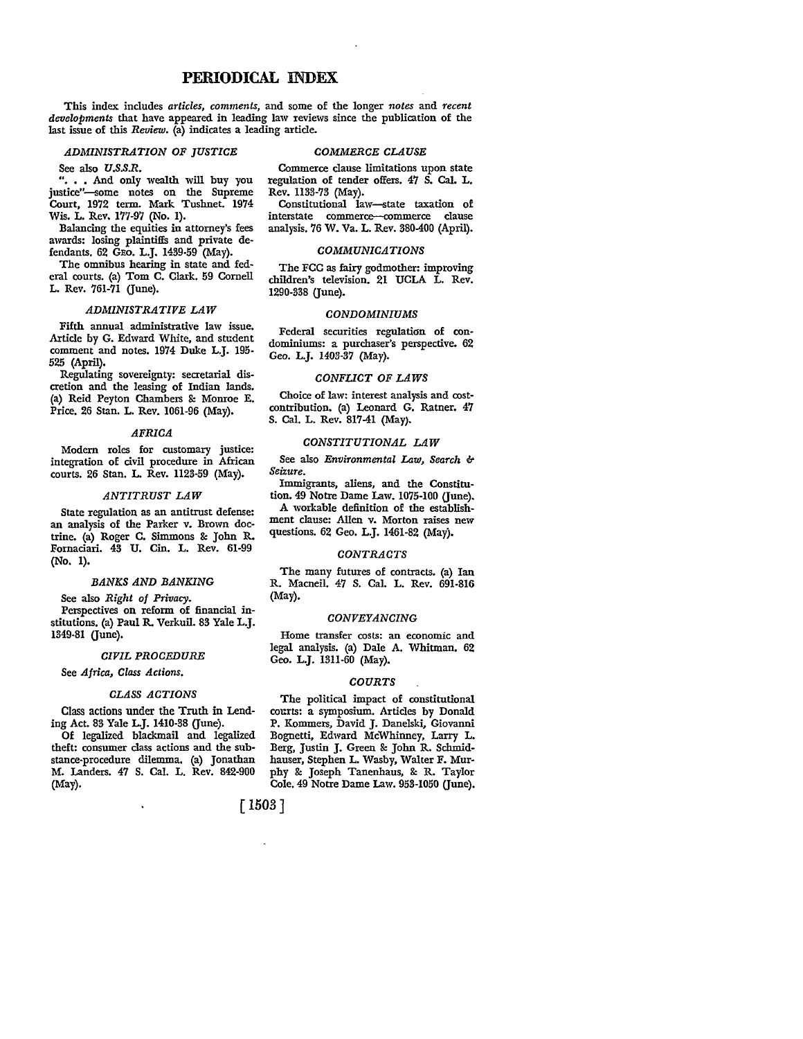# PERIODICAL INDEX

This index includes *articles, comments,* and some of the longer *notes* and *recent developments* that have appeared in leading law reviews since the publication of the last issue of this *Review.* (a) indicates a leading article.

### *ADMINISTRATION OF JUSTICE*

See also *U.S.S.R.*

". . . And only wealth will buy you justice"—some notes on the Supreme Court, 1972 term. Mark Tushnet. 1974 Wis. L. Rev. 177-97 (No. 1).

Balancing the equities in attorney's fees awards: losing plaintiffs and private defendants. 62 Geo. L.J. 1439-59 (May).

The omnibus hearing in state and federal courts. (a) Tom C. Clark. 59 Cornell L. Rev. 761-71 (June).

### *ADMINISTRATIVE LAW*

Fifth annual administrative law issue. Article by G. Edward White, and student comment and notes. 1974 Duke L.J. 195-525 (April).

Regulating sovereignty: secretarial discretion and the leasing of Indian lands. (a) Reid Peyton Chambers & Monroe E. Price. 26 Stan. L. Rev. 1061-96 (May).

### *AFRICA*

Modern roles for customary justice: integration of civil procedure in African courts. 26 Stan. L. Rev. 1123-59 (May).

### *ANTITRUST LAW*

State regulation as an antitrust defense: an analysis of the Parker v. Brown doctrine. (a) Roger C. Simmons & John R. Fornaciari. 43 U. Cin. L. Rev. 61-99 (No. 1).

### *BANKS AND BANKING*

See also *Right of Privacy.*

Perspectives on reform of financial institutions. (a) Paul R. Verkuil. 83 Yale L.J. 1349-81 (June).

### *CIVIL PROCEDURE*

See *Africa, Class Actions.*

### *CLASS ACTIONS*

Class actions under the Truth in Lending Act. 83 Yale L.J. 1410-38 (June).

Of legalized blackmail and legalized theft: consumer class actions and the substance-procedure dilemma. (a) Jonathan M. Landers. 47 S. Cal. L. Rev. 842-900 (May).

### *COMMERCE CLAUSE*

Commerce clause limitations upon state regulation of tender offers. 47 S. Cal. L. Rev. 1133-73 (May).

Constitutional law—state taxation of interstate commerce—commerce clause analysis. 76 W. Va. L. Rev. 380-400 (April).

### *COMMUNICATIONS*

The FCC as fairy godmother: improving children's television. 21 UCLA L. Rev. 1290-338 (June).

### *CONDOMINIUMS*

Federal securities regulation of condominiums: a purchaser's perspective. 62 Geo. L.J. 1403-37 (May).

### *CONFLICT OF LAWS*

Choice of law: interest analysis and cost-contribution. (a) Leonard G. Ratner. 47 S. Cal. L. Rev. 817-41 (May).

### *CONSTITUTIONAL LAW*

See also *Environmental Law, Search & Seizure.*

Immigrants, aliens, and the Constitution. 49 Notre Dame Law. 1075-100 (June).

A workable definition of the establishment clause: Allen v. Morton raises new questions. 62 Geo. L.J. 1461-82 (May).

### *CONTRACTS*

The many futures of contracts. (a) Ian R. Macneil. 47 S. Cal. L. Rev. 691-816 (May).

### *CONVEYANCING*

Home transfer costs: an economic and legal analysis. (a) Dale A. Whitman. 62 Geo. L.J. 1311-60 (May).

### *COURTS*

The political impact of constitutional courts: a symposium. Articles by Donald P. Kommers, David J. Danelski, Giovanni Bognetti, Edward McWhinney, Larry L. Berg, Justin J. Green & John R. Schmidhauser, Stephen L. Wasby, Walter F. Murphy & Joseph Tanenhaus, & R. Taylor Cole. 49 Notre Dame Law. 953-1050 (June).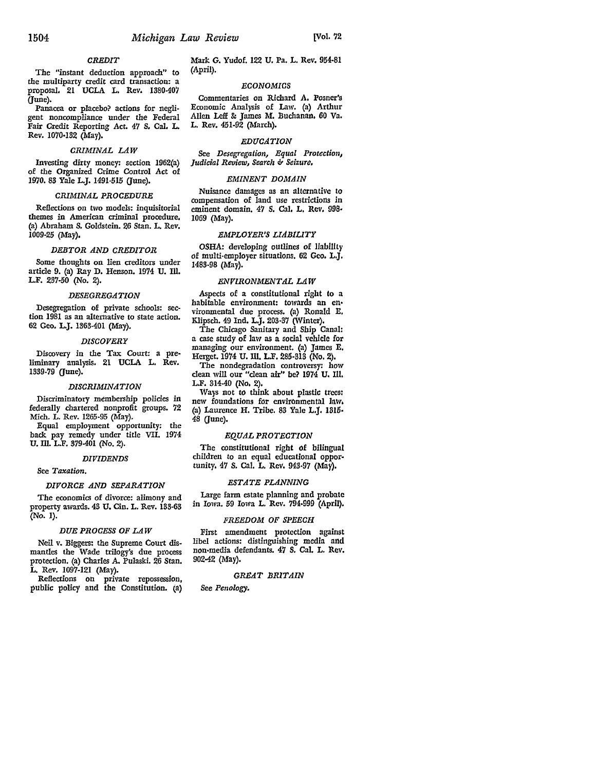### CREDIT

The "instant deduction approach" to the multiparty credit card transaction: a proposal. 21 UCLA L. Rev. 1380-407 (June).

Panacea or placebo? actions for negligent noncompliance under the Federal Fair Credit Reporting Act. 47 S. Cal. L. Rev. 1070-132 (May).

### CRIMINAL LAW

Investing dirty money: section 1962(a) of the Organized Crime Control Act of 1970. 83 Yale L.J. 1491-515 (June).

### CRIMINAL PROCEDURE

Reflections on two models: inquisitorial themes in American criminal procedure. (a) Abraham S. Goldstein. 26 Stan. L. Rev. 1009-25 (May).

### DEBTOR AND CREDITOR

Some thoughts on lien creditors under article 9. (a) Ray D. Henson. 1974 U. Ill. L.F. 237-50 (No. 2).

### DESEGREGATION

Desegregation of private schools: section 1981 as an alternative to state action. 62 Geo. L.J. 1363-401 (May).

### DISCOVERY

Discovery in the Tax Court: a preliminary analysis. 21 UCLA L. Rev. 1339-79 (June).

### DISCRIMINATION

Discriminatory membership policies in federally chartered nonprofit groups. 72 Mich. L. Rev. 1265-95 (May).

Equal employment opportunity: the back pay remedy under title VII. 1974 U. Ill. L.F. 379-401 (No. 2).

### DIVIDENDS

See *Taxation.*

### DIVORCE AND SEPARATION

The economics of divorce: alimony and property awards. 43 U. Cin. L. Rev. 133-63 (No. 1).

### DUE PROCESS OF LAW

Neil v. Biggers: the Supreme Court dismantles the Wade trilogy's due process protection. (a) Charles A. Pulaski. 26 Stan. L. Rev. 1097-121 (May).

Reflections on private repossession, public policy and the Constitution. (a) Mark G. Yudof. 122 U. Pa. L. Rev. 954-81 (April).

### ECONOMICS

Commentaries on Richard A. Posner's Economic Analysis of Law. (a) Arthur Allen Leff & James M. Buchanan. 60 Va. L. Rev. 451-92 (March).

### EDUCATION

See *Desegregation, Equal Protection, Judicial Review, Search & Seizure.*

### EMINENT DOMAIN

Nuisance damages as an alternative to compensation of land use restrictions in eminent domain. 47 S. Cal. L. Rev. 998-1069 (May).

### EMPLOYER'S LIABILITY

OSHA: developing outlines of liability of multi-employer situations. 62 Geo. L.J. 1483-98 (May).

### ENVIRONMENTAL LAW

Aspects of a constitutional right to a habitable environment: towards an environmental due process. (a) Ronald E. Klipsch. 49 Ind. L.J. 203-37 (Winter).

The Chicago Sanitary and Ship Canal: a case study of law as a social vehicle for managing our environment. (a) James E. Herget. 1974 U. Ill. L.F. 285-313 (No. 2).

The nondegradation controversy: how clean will our "clean air" be? 1974 U. Ill. L.F. 314-40 (No. 2).

Ways not to think about plastic trees: new foundations for environmental law. (a) Laurence H. Tribe. 83 Yale L.J. 1315-48 (June).

### EQUAL PROTECTION

The constitutional right of bilingual children to an equal educational opportunity. 47 S. Cal. L. Rev. 943-97 (May).

### ESTATE PLANNING

Large farm estate planning and probate in Iowa. 59 Iowa L. Rev. 794-999 (April).

### FREEDOM OF SPEECH

First amendment protection against libel actions: distinguishing media and non-media defendants. 47 S. Cal. L. Rev. 902-42 (May).

### GREAT BRITAIN

See *Penology.*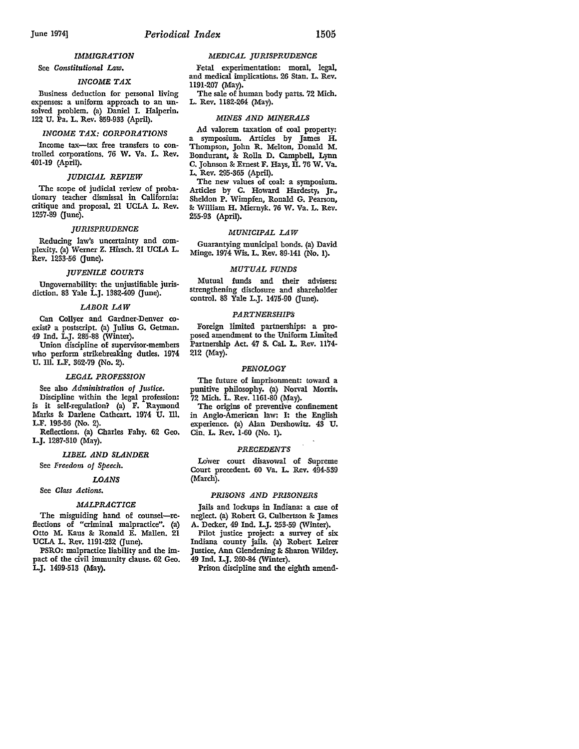*IMMIGRATION*

See *Constitutional Law.*

*INCOME TAX*

Business deduction for personal living expenses: a uniform approach to an unsolved problem. (a) Daniel I. Halperin. 122 U. Pa. L. Rev. 859-933 (April).

*INCOME TAX: CORPORATIONS*

Income tax—tax free transfers to controlled corporations. 76 W. Va. L. Rev. 401-19 (April).

*JUDICIAL REVIEW*

The scope of judicial review of probationary teacher dismissal in California: critique and proposal. 21 UCLA L. Rev. 1257-89 (June).

*JURISPRUDENCE*

Reducing law's uncertainty and complexity. (a) Werner Z. Hirsch. 21 UCLA L. Rev. 1233-56 (June).

*JUVENILE COURTS*

Ungovernability: the unjustifiable jurisdiction. 83 Yale L.J. 1382-409 (June).

*LABOR LAW*

Can Collyer and Gardner-Denver coexist? a postscript. (a) Julius G. Getman. 49 Ind. L.J. 285-88 (Winter).

Union discipline of supervisor-members who perform strikebreaking duties. 1974 U. Ill. L.F. 362-79 (No. 2).

*LEGAL PROFESSION*

See also *Administration of Justice.*

Discipline within the legal profession: is it self-regulation? (a) F. Raymond Marks & Darlene Cathcart. 1974 U. Ill. L.F. 193-36 (No. 2).

Reflections. (a) Charles Fahy. 62 Geo. L.J. 1287-310 (May).

*LIBEL AND SLANDER*

See *Freedom of Speech.*

*LOANS*

See *Class Actions.*

*MALPRACTICE*

The misguiding hand of counsel—reflections of "criminal malpractice". (a) Otto M. Kaus & Ronald E. Mallen. 21 UCLA L. Rev. 1191-232 (June).

PSRO: malpractice liability and the impact of the civil immunity clause. 62 Geo. L.J. 1499-513 (May).

*MEDICAL JURISPRUDENCE*

Fetal experimentation: moral, legal, and medical implications. 26 Stan. L. Rev. 1191-207 (May).

The sale of human body parts. 72 Mich. L. Rev. 1182-264 (May).

*MINES AND MINERALS*

Ad valorem taxation of coal property: a symposium. Articles by James H. Thompson, John R. Melton, Donald M. Bondurant, & Rolla D. Campbell, Lynn C. Johnson & Ernest F. Hays, II. 76 W. Va. L. Rev. 295-365 (April).

The new values of coal: a symposium. Articles by C. Howard Hardesty, Jr., Sheldon P. Wimpfen, Ronald G. Pearson, & William H. Miernyk. 76 W. Va. L. Rev. 255-93 (April).

*MUNICIPAL LAW*

Guarantying municipal bonds. (a) David Minge. 1974 Wis. L. Rev. 89-141 (No. 1).

*MUTUAL FUNDS*

Mutual funds and their advisers: strengthening disclosure and shareholder control. 83 Yale L.J. 1475-90 (June).

*PARTNERSHIPS*

Foreign limited partnerships: a proposed amendment to the Uniform Limited Partnership Act. 47 S. Cal. L. Rev. 1174-212 (May).

*PENOLOGY*

The future of imprisonment: toward a punitive philosophy. (a) Norval Morris. 72 Mich. L. Rev. 1161-80 (May).

The origins of preventive confinement in Anglo-American law: I: the English experience. (a) Alan Dershowitz. 43 U. Cin. L. Rev. 1-60 (No. 1).

*PRECEDENTS*

Lower court disavowal of Supreme Court precedent. 60 Va. L. Rev. 494-539 (March).

*PRISONS AND PRISONERS*

Jails and lockups in Indiana: a case of neglect. (a) Robert G. Culbertson & James A. Decker, 49 Ind. L.J. 253-59 (Winter).

Pilot justice project: a survey of six Indiana county jails. (a) Robert Leirer Justice, Ann Glendening & Sharon Wildey. 49 Ind. L.J. 260-84 (Winter).

Prison discipline and the eighth amend-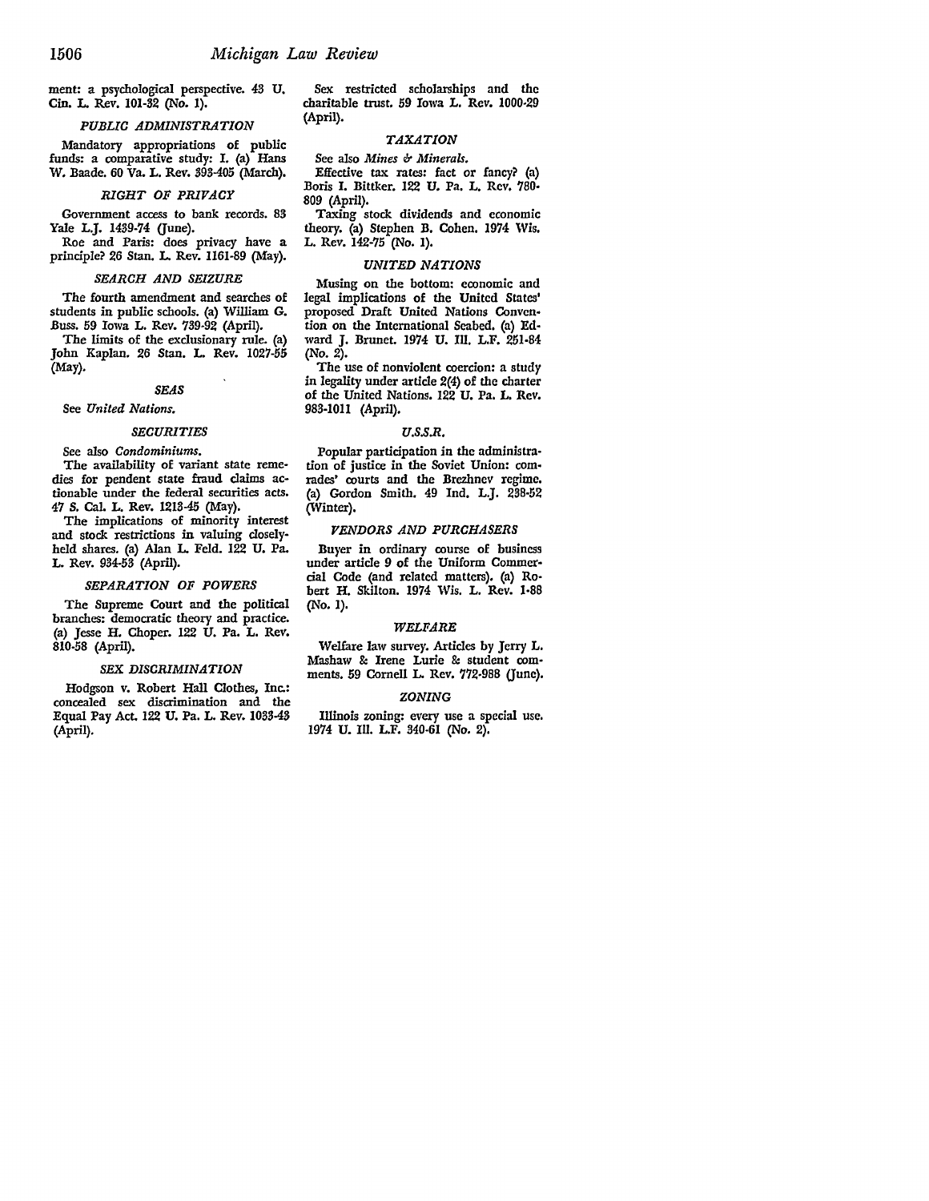ment: a psychological perspective. 43 U. Cin. L. Rev. 101-32 (No. 1).

### PUBLIC ADMINISTRATION

Mandatory appropriations of public funds: a comparative study: I. (a) Hans W. Baade. 60 Va. L. Rev. 393-405 (March).

### RIGHT OF PRIVACY

Government access to bank records. 83 Yale L.J. 1439-74 (June).

Roe and Paris: does privacy have a principle? 26 Stan. L. Rev. 1161-89 (May).

### SEARCH AND SEIZURE

The fourth amendment and searches of students in public schools. (a) William G. Buss. 59 Iowa L. Rev. 739-92 (April).

The limits of the exclusionary rule. (a) John Kaplan. 26 Stan. L. Rev. 1027-55 (May).

### SEAS

See *United Nations.*

### SECURITIES

See also *Condominiums.*

The availability of variant state remedies for pendent state fraud claims actionable under the federal securities acts. 47 S. Cal. L. Rev. 1213-45 (May).

The implications of minority interest and stock restrictions in valuing closely-held shares. (a) Alan L. Feld. 122 U. Pa. L. Rev. 934-53 (April).

### SEPARATION OF POWERS

The Supreme Court and the political branches: democratic theory and practice. (a) Jesse H. Choper. 122 U. Pa. L. Rev. 810-58 (April).

### SEX DISCRIMINATION

Hodgson v. Robert Hall Clothes, Inc.: concealed sex discrimination and the Equal Pay Act. 122 U. Pa. L. Rev. 1033-43 (April).

Sex restricted scholarships and the charitable trust. 59 Iowa L. Rev. 1000-29 (April).

### TAXATION

See also *Mines & Minerals.*

Effective tax rates: fact or fancy? (a) Boris I. Bittker. 122 U. Pa. L. Rev. 780-809 (April).

Taxing stock dividends and economic theory. (a) Stephen B. Cohen. 1974 Wis. L. Rev. 142-75 (No. 1).

### UNITED NATIONS

Musing on the bottom: economic and legal implications of the United States' proposed Draft United Nations Convention on the International Seabed. (a) Edward J. Brunet. 1974 U. Ill. L.F. 251-84 (No. 2).

The use of nonviolent coercion: a study in legality under article 2(4) of the charter of the United Nations. 122 U. Pa. L. Rev. 983-1011 (April).

### U.S.S.R.

Popular participation in the administration of justice in the Soviet Union: comrades' courts and the Brezhnev regime. (a) Gordon Smith. 49 Ind. L.J. 238-52 (Winter).

### VENDORS AND PURCHASERS

Buyer in ordinary course of business under article 9 of the Uniform Commercial Code (and related matters). (a) Robert H. Skilton. 1974 Wis. L. Rev. 1-88 (No. 1).

### WELFARE

Welfare law survey. Articles by Jerry L. Mashaw & Irene Lurie & student comments. 59 Cornell L. Rev. 772-988 (June).

### ZONING

Illinois zoning: every use a special use. 1974 U. Ill. L.F. 340-61 (No. 2).